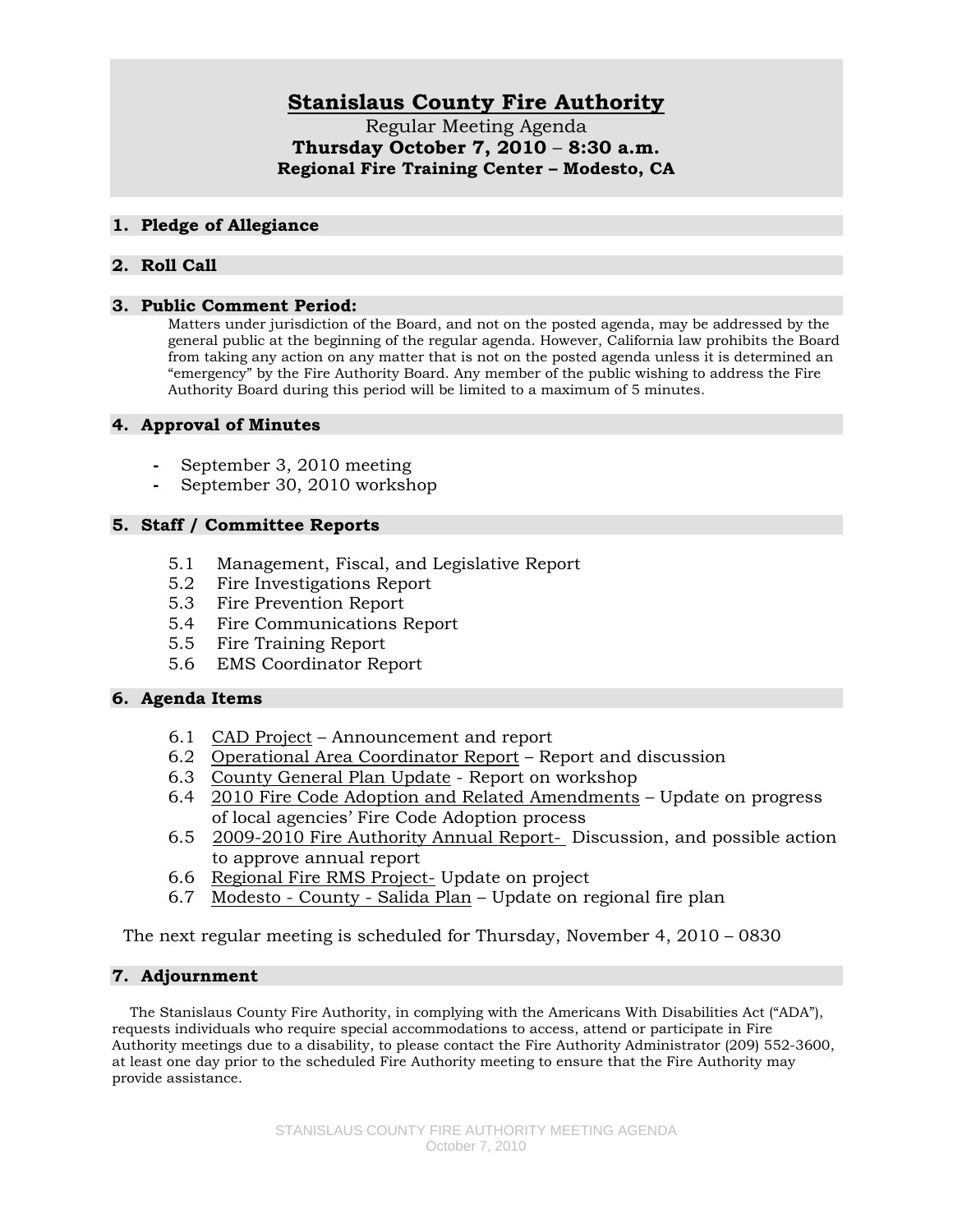# Stanislaus County Fire Authority

Regular Meeting Agenda

**Thursday October 7, 2010 – 8:30 a.m.**

**Regional Fire Training Center – Modesto, CA**

## 1. Pledge of Allegiance

## 2. Roll Call

## 3. Public Comment Period:

Matters under jurisdiction of the Board, and not on the posted agenda, may be addressed by the general public at the beginning of the regular agenda. However, California law prohibits the Board from taking any action on any matter that is not on the posted agenda unless it is determined an "emergency" by the Fire Authority Board. Any member of the public wishing to address the Fire Authority Board during this period will be limited to a maximum of 5 minutes.

## 4. Approval of Minutes

- September 3, 2010 meeting
- September 30, 2010 workshop

## 5. Staff / Committee Reports

5.1 Management, Fiscal, and Legislative Report
5.2 Fire Investigations Report
5.3 Fire Prevention Report
5.4 Fire Communications Report
5.5 Fire Training Report
5.6 EMS Coordinator Report

## 6. Agenda Items

6.1 CAD Project – Announcement and report
6.2 Operational Area Coordinator Report – Report and discussion
6.3 County General Plan Update - Report on workshop
6.4 2010 Fire Code Adoption and Related Amendments – Update on progress of local agencies' Fire Code Adoption process
6.5 2009-2010 Fire Authority Annual Report- Discussion, and possible action to approve annual report
6.6 Regional Fire RMS Project- Update on project
6.7 Modesto - County - Salida Plan – Update on regional fire plan

The next regular meeting is scheduled for Thursday, November 4, 2010 – 0830

## 7. Adjournment

The Stanislaus County Fire Authority, in complying with the Americans With Disabilities Act ("ADA"), requests individuals who require special accommodations to access, attend or participate in Fire Authority meetings due to a disability, to please contact the Fire Authority Administrator (209) 552-3600, at least one day prior to the scheduled Fire Authority meeting to ensure that the Fire Authority may provide assistance.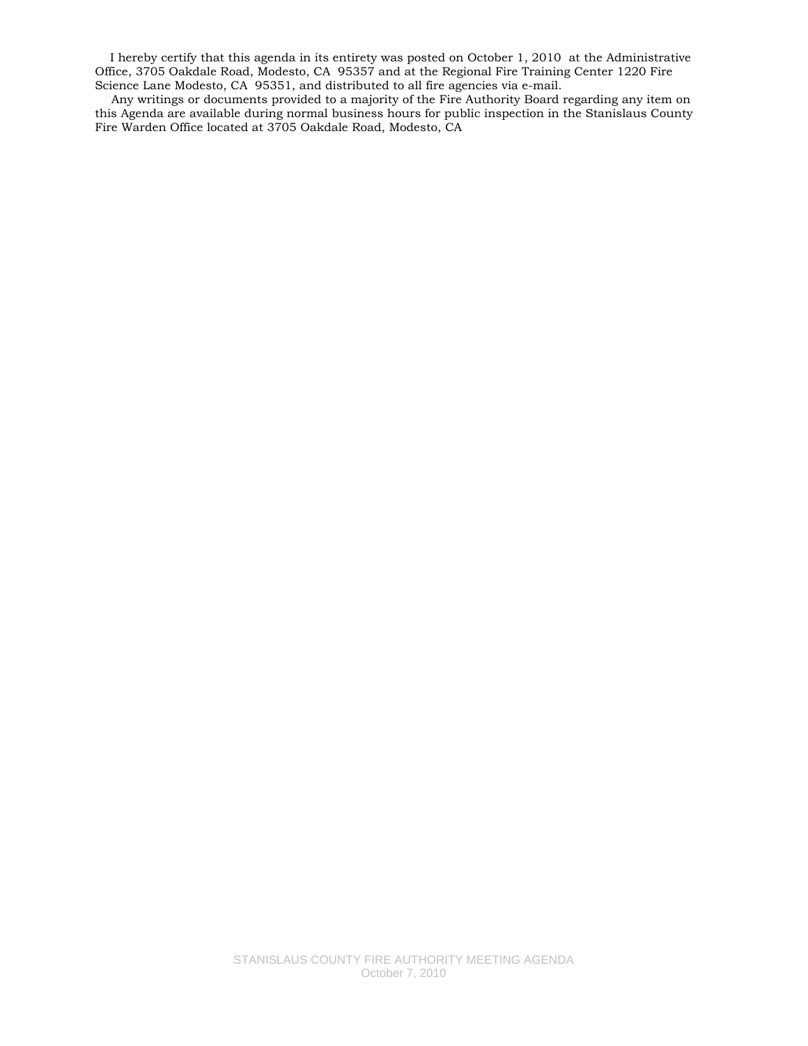I hereby certify that this agenda in its entirety was posted on October 1, 2010 at the Administrative Office, 3705 Oakdale Road, Modesto, CA 95357 and at the Regional Fire Training Center 1220 Fire Science Lane Modesto, CA 95351, and distributed to all fire agencies via e-mail.

Any writings or documents provided to a majority of the Fire Authority Board regarding any item on this Agenda are available during normal business hours for public inspection in the Stanislaus County Fire Warden Office located at 3705 Oakdale Road, Modesto, CA